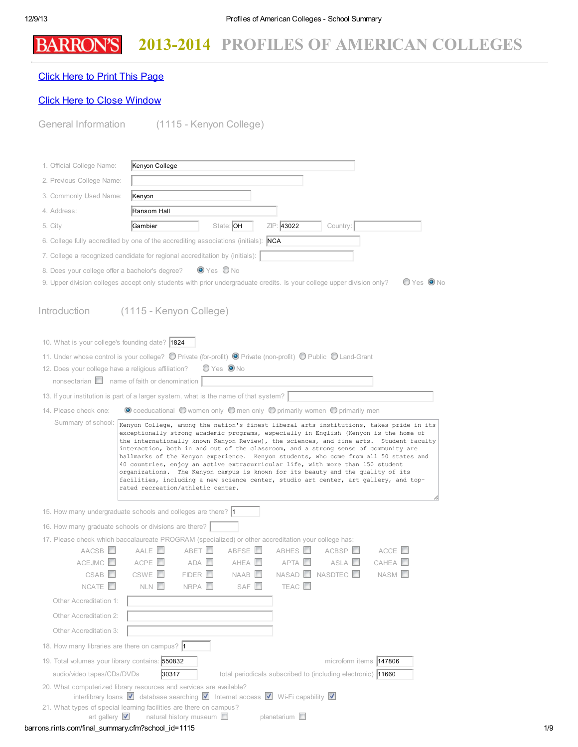# BARRON'S 2013-2014 PROFILES OF AMERICAN COLLEGES

Click Here to Print This Page

Click Here to Close Window

## General Information (1115 - Kenyon College)

1. Official College Name: Kenyon College
2. Previous College Name:
3. Commonly Used Name: Kenyon
4. Address: Ransom Hall
5. City: Gambier State: OH ZIP: 43022 Country:
6. College fully accredited by one of the accrediting associations (initials): NCA
7. College a recognized candidate for regional accreditation by (initials):
8. Does your college offer a bachelor's degree? (x) Yes ( ) No
9. Upper division colleges accept only students with prior undergraduate credits. Is your college upper division only? ( ) Yes (x) No

## Introduction (1115 - Kenyon College)

10. What is your college's founding date? 1824
11. Under whose control is your college? ( ) Private (for-profit) (x) Private (non-profit) ( ) Public ( ) Land-Grant
12. Does your college have a religious affiliation? ( ) Yes (x) No
    - nonsectarian [ ] name of faith or denomination:
13. If your institution is part of a larger system, what is the name of that system?
14. Please check one: (x) coeducational ( ) women only ( ) men only ( ) primarily women ( ) primarily men

Summary of school: Kenyon College, among the nation's finest liberal arts institutions, takes pride in its exceptionally strong academic programs, especially in English (Kenyon is the home of the internationally known Kenyon Review), the sciences, and fine arts. Student-faculty interaction, both in and out of the classroom, and a strong sense of community are hallmarks of the Kenyon experience. Kenyon students, who come from all 50 states and 40 countries, enjoy an active extracurricular life, with more than 150 student organizations. The Kenyon campus is known for its beauty and the quality of its facilities, including a new science center, studio art center, art gallery, and top-rated recreation/athletic center.

15. How many undergraduate schools and colleges are there? 1
16. How many graduate schools or divisions are there?
17. Please check which baccalaureate PROGRAM (specialized) or other accreditation your college has:

[ ] AACSB [ ] AALE [ ] ABET [ ] ABFSE [ ] ABHES [ ] ACBSP [ ] ACCE
[ ] ACEJMC [ ] ACPE [ ] ADA [ ] AHEA [ ] APTA [ ] ASLA [ ] CAHEA
[ ] CSAB [ ] CSWE [ ] FIDER [ ] NAAB [ ] NASAD [ ] NASDTEC [ ] NASM
[ ] NCATE [ ] NLN [ ] NRPA [ ] SAF [ ] TEAC

Other Accreditation 1:
Other Accreditation 2:
Other Accreditation 3:

18. How many libraries are there on campus? 1
19. Total volumes your library contains: 550832 microform items: 147806
    audio/video tapes/CDs/DVDs: 30317 total periodicals subscribed to (including electronic): 11660
20. What computerized library resources and services are available?
    [x] interlibrary loans [x] database searching [x] Internet access [x] Wi-Fi capability
21. What types of special learning facilities are there on campus?
    [x] art gallery [ ] natural history museum [ ] planetarium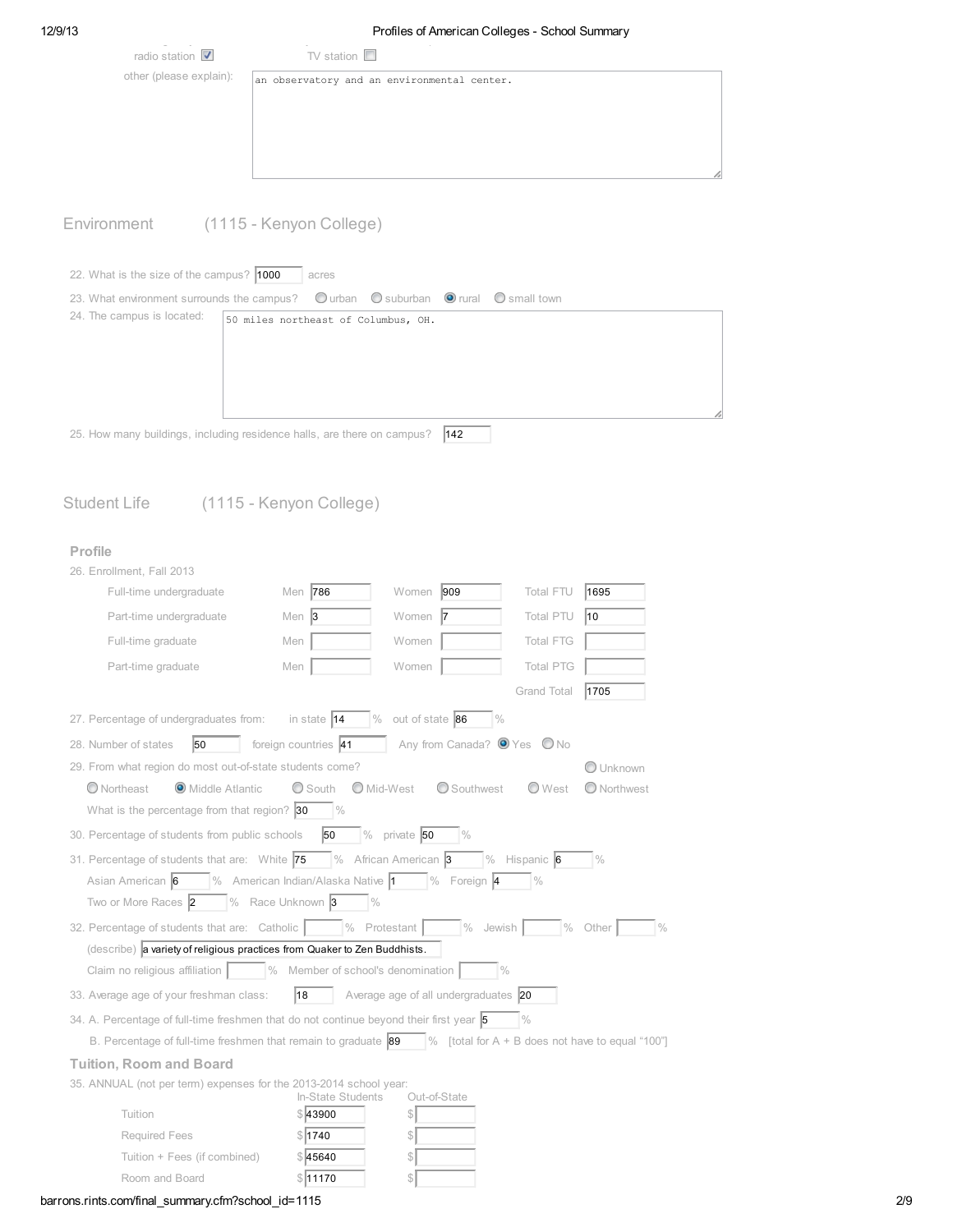radio station ☑ TV station ☐

other (please explain): an observatory and an environmental center.

## Environment (1115 - Kenyon College)

22. What is the size of the campus? 1000 acres

23. What environment surrounds the campus? ○ urban ○ suburban ◉ rural ○ small town

24. The campus is located: 50 miles northeast of Columbus, OH.

25. How many buildings, including residence halls, are there on campus? 142

## Student Life (1115 - Kenyon College)

### Profile

26. Enrollment, Fall 2013

| | Men | Women | Total | |
|---|---|---|---|---|
| Full-time undergraduate | 786 | 909 | Total FTU | 1695 |
| Part-time undergraduate | 3 | 7 | Total PTU | 10 |
| Full-time graduate | | | Total FTG | |
| Part-time graduate | | | Total PTG | |
| | | | Grand Total | 1705 |

27. Percentage of undergraduates from: in state 14 % out of state 86 %

28. Number of states 50 foreign countries 41 Any from Canada? ◉ Yes ○ No

29. From what region do most out-of-state students come? ○ Unknown ○ Northeast ◉ Middle Atlantic ○ South ○ Mid-West ○ Southwest ○ West ○ Northwest

What is the percentage from that region? 30 %

30. Percentage of students from public schools 50 % private 50 %

31. Percentage of students that are: White 75 % African American 3 % Hispanic 6 % Asian American 6 % American Indian/Alaska Native 1 % Foreign 4 % Two or More Races 2 % Race Unknown 3 %

32. Percentage of students that are: Catholic ___ % Protestant ___ % Jewish ___ % Other ___ %

(describe) a variety of religious practices from Quaker to Zen Buddhists.

Claim no religious affiliation ___ % Member of school's denomination ___ %

33. Average age of your freshman class: 18 Average age of all undergraduates 20

34. A. Percentage of full-time freshmen that do not continue beyond their first year 5 %

B. Percentage of full-time freshmen that remain to graduate 89 % [total for A + B does not have to equal "100"]

### Tuition, Room and Board

35. ANNUAL (not per term) expenses for the 2013-2014 school year:

| | In-State Students | Out-of-State |
|---|---|---|
| Tuition | $43900 | $ |
| Required Fees | $1740 | $ |
| Tuition + Fees (if combined) | $45640 | $ |
| Room and Board | $11170 | $ |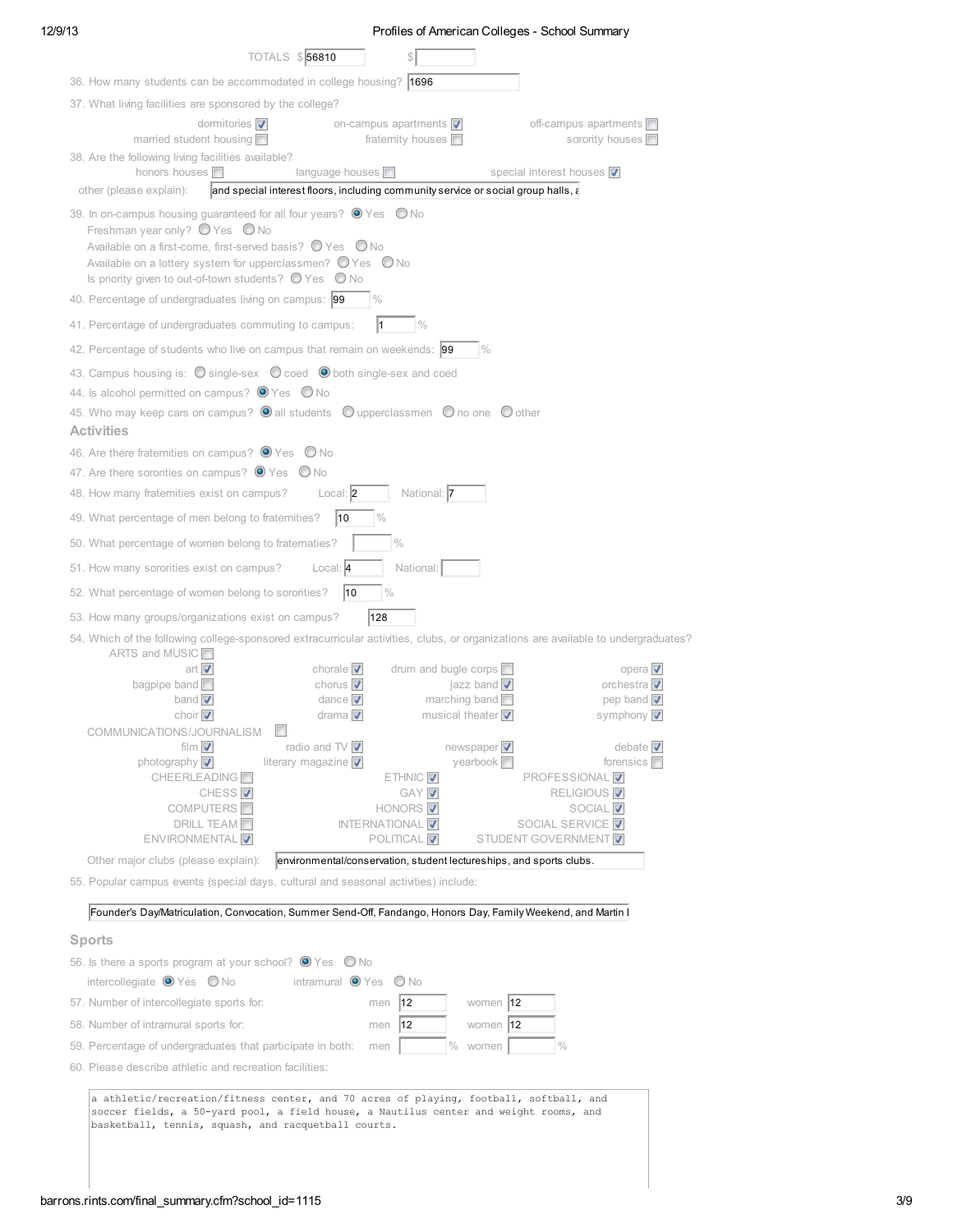TOTALS $ 56810 $

36. How many students can be accommodated in college housing? 1696

37. What living facilities are sponsored by the college?

- dormitories [x]
- on-campus apartments [x]
- off-campus apartments [ ]
- married student housing [ ]
- fraternity houses [ ]
- sorority houses [ ]

38. Are the following living facilities available?

- honors houses [ ]
- language houses [ ]
- special interest houses [x]

other (please explain): and special interest floors, including community service or social group halls, a

39. In on-campus housing guaranteed for all four years? (•) Yes ( ) No

Freshman year only? ( ) Yes ( ) No

Available on a first-come, first-served basis? ( ) Yes ( ) No

Available on a lottery system for upperclassmen? ( ) Yes ( ) No

Is priority given to out-of-town students? ( ) Yes ( ) No

40. Percentage of undergraduates living on campus: 99 %

41. Percentage of undergraduates commuting to campus: 1 %

42. Percentage of students who live on campus that remain on weekends: 99 %

43. Campus housing is: ( ) single-sex ( ) coed (•) both single-sex and coed

44. Is alcohol permitted on campus? (•) Yes ( ) No

45. Who may keep cars on campus? (•) all students ( ) upperclassmen ( ) no one ( ) other

## Activities

46. Are there fraternities on campus? (•) Yes ( ) No

47. Are there sororities on campus? (•) Yes ( ) No

48. How many fraternities exist on campus? Local: 2 National: 7

49. What percentage of men belong to fraternities? 10 %

50. What percentage of women belong to fraternaties? %

51. How many sororities exist on campus? Local: 4 National:

52. What percentage of women belong to sororities? 10 %

53. How many groups/organizations exist on campus? 128

54. Which of the following college-sponsored extracurricular activities, clubs, or organizations are available to undergraduates?

ARTS and MUSIC [ ]

- art [x]
- chorale [x]
- drum and bugle corps [ ]
- opera [x]
- bagpipe band [ ]
- chorus [x]
- jazz band [x]
- orchestra [x]
- band [x]
- dance [x]
- marching band [ ]
- pep band [x]
- choir [x]
- drama [x]
- musical theater [x]
- symphony [x]

COMMUNICATIONS/JOURNALISM [ ]

- film [x]
- radio and TV [x]
- newspaper [x]
- debate [x]
- photography [x]
- literary magazine [x]
- yearbook [ ]
- forensics [ ]

- CHEERLEADING [ ]
- ETHNIC [x]
- PROFESSIONAL [x]
- CHESS [x]
- GAY [x]
- RELIGIOUS [x]
- COMPUTERS [ ]
- HONORS [x]
- SOCIAL [x]
- DRILL TEAM [ ]
- INTERNATIONAL [x]
- SOCIAL SERVICE [x]
- ENVIRONMENTAL [x]
- POLITICAL [x]
- STUDENT GOVERNMENT [x]

Other major clubs (please explain): environmental/conservation, student lectureships, and sports clubs.

55. Popular campus events (special days, cultural and seasonal activities) include:

Founder's Day/Matriculation, Convocation, Summer Send-Off, Fandango, Honors Day, Family Weekend, and Martin l

## Sports

56. Is there a sports program at your school? (•) Yes ( ) No

intercollegiate (•) Yes ( ) No intramural (•) Yes ( ) No

57. Number of intercollegiate sports for: men 12 women 12

58. Number of intramural sports for: men 12 women 12

59. Percentage of undergraduates that participate in both: men % women %

60. Please describe athletic and recreation facilities:

a athletic/recreation/fitness center, and 70 acres of playing, football, softball, and soccer fields, a 50-yard pool, a field house, a Nautilus center and weight rooms, and basketball, tennis, squash, and racquetball courts.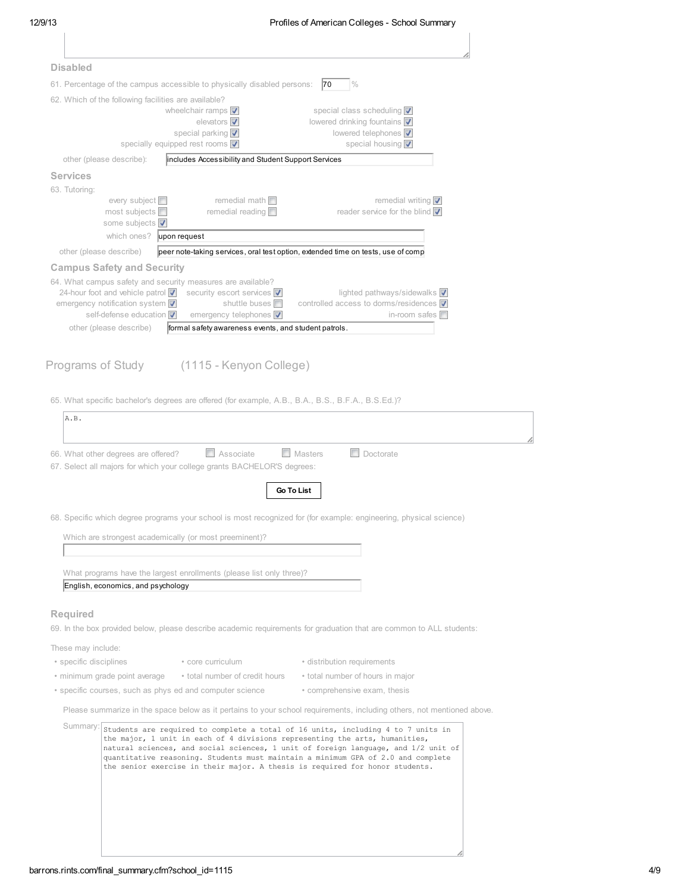## Disabled

61. Percentage of the campus accessible to physically disabled persons: 70 %

62. Which of the following facilities are available?

- wheelchair ramps ☑
- elevators ☑
- special parking ☑
- specially equipped rest rooms ☑
- special class scheduling ☑
- lowered drinking fountains ☑
- lowered telephones ☑
- special housing ☑

other (please describe): includes Accessibility and Student Support Services

## Services

63. Tutoring:

- every subject ☐
- most subjects ☐
- some subjects ☑
- remedial math ☐
- remedial reading ☐
- remedial writing ☑
- reader service for the blind ☑

which ones? upon request

other (please describe) peer note-taking services, oral test option, extended time on tests, use of comp

## Campus Safety and Security

64. What campus safety and security measures are available?

- 24-hour foot and vehicle patrol ☑
- emergency notification system ☑
- self-defense education ☑
- security escort services ☑
- shuttle buses ☐
- emergency telephones ☑
- lighted pathways/sidewalks ☑
- controlled access to dorms/residences ☑
- in-room safes ☐

other (please describe) formal safety awareness events, and student patrols.

# Programs of Study (1115 - Kenyon College)

65. What specific bachelor's degrees are offered (for example, A.B., B.A., B.S., B.F.A., B.S.Ed.)?

A.B.

66. What other degrees are offered? ☐ Associate ☐ Masters ☐ Doctorate

67. Select all majors for which your college grants BACHELOR'S degrees:

Go To List

68. Specific which degree programs your school is most recognized for (for example: engineering, physical science)

Which are strongest academically (or most preeminent)?

What programs have the largest enrollments (please list only three)?

English, economics, and psychology

## Required

69. In the box provided below, please describe academic requirements for graduation that are common to ALL students:

These may include:

- specific disciplines
- core curriculum
- distribution requirements
- minimum grade point average
- total number of credit hours
- total number of hours in major
- specific courses, such as phys ed and computer science
- comprehensive exam, thesis

Please summarize in the space below as it pertains to your school requirements, including others, not mentioned above.

Summary: Students are required to complete a total of 16 units, including 4 to 7 units in the major, 1 unit in each of 4 divisions representing the arts, humanities, natural sciences, and social sciences, 1 unit of foreign language, and 1/2 unit of quantitative reasoning. Students must maintain a minimum GPA of 2.0 and complete the senior exercise in their major. A thesis is required for honor students.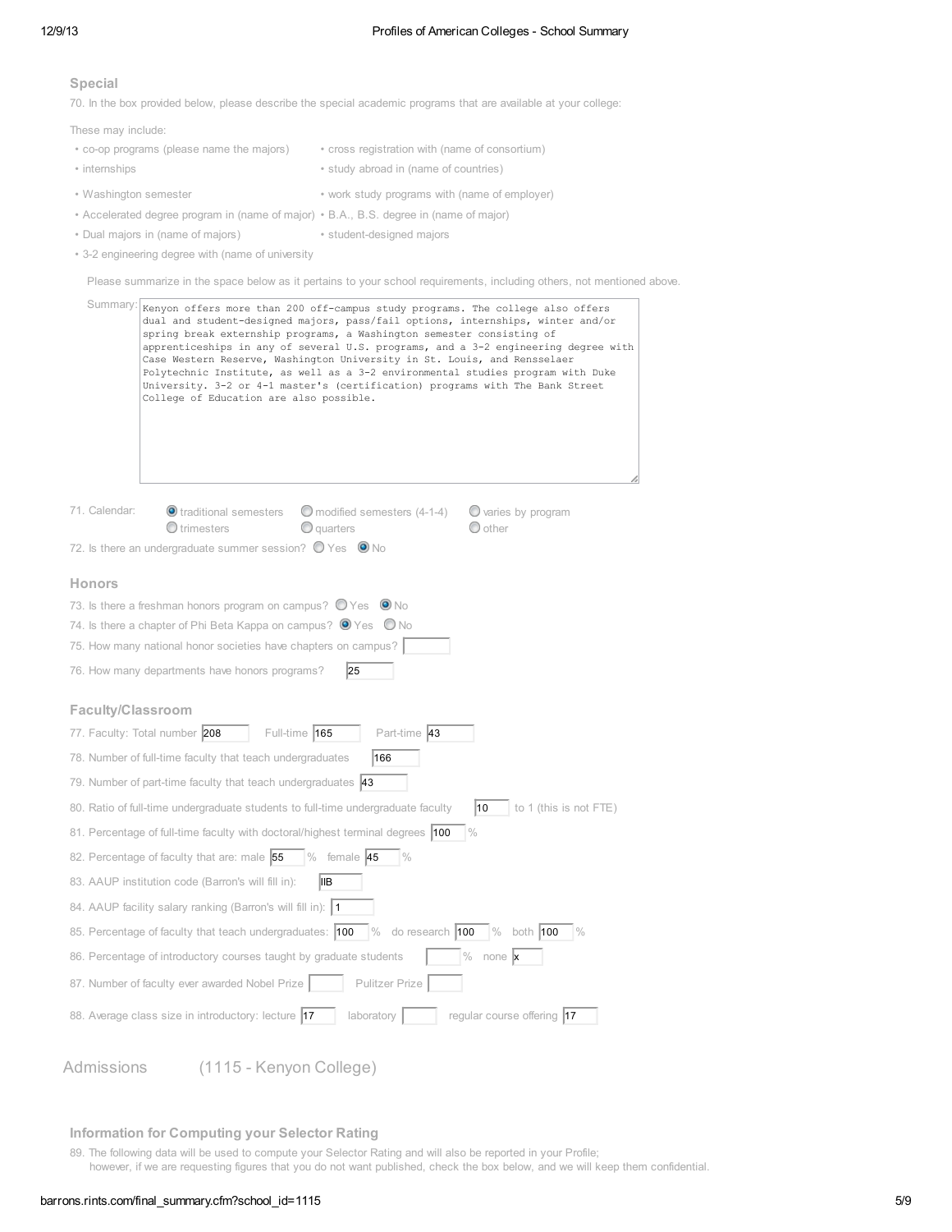### Special

70. In the box provided below, please describe the special academic programs that are available at your college:

These may include:

- co-op programs (please name the majors)
- cross registration with (name of consortium)
- internships
- study abroad in (name of countries)
- Washington semester
- work study programs with (name of employer)
- Accelerated degree program in (name of major)
- B.A., B.S. degree in (name of major)
- Dual majors in (name of majors)
- student-designed majors
- 3-2 engineering degree with (name of university

Please summarize in the space below as it pertains to your school requirements, including others, not mentioned above.

Summary:

```
Kenyon offers more than 200 off-campus study programs. The college also offers
dual and student-designed majors, pass/fail options, internships, winter and/or
spring break externship programs, a Washington semester consisting of
apprenticeships in any of several U.S. programs, and a 3-2 engineering degree with
Case Western Reserve, Washington University in St. Louis, and Rensselaer
Polytechnic Institute, as well as a 3-2 environmental studies program with Duke
University. 3-2 or 4-1 master's (certification) programs with The Bank Street
College of Education are also possible.
```

71. Calendar: (●) traditional semesters ( ) modified semesters (4-1-4) ( ) varies by program ( ) trimesters ( ) quarters ( ) other

72. Is there an undergraduate summer session? ( ) Yes (●) No

### Honors

73. Is there a freshman honors program on campus? ( ) Yes (●) No

74. Is there a chapter of Phi Beta Kappa on campus? (●) Yes ( ) No

75. How many national honor societies have chapters on campus? [ ]

76. How many departments have honors programs? [25]

### Faculty/Classroom

77. Faculty: Total number [208] Full-time [165] Part-time [43]

78. Number of full-time faculty that teach undergraduates [166]

79. Number of part-time faculty that teach undergraduates [43]

80. Ratio of full-time undergraduate students to full-time undergraduate faculty [10] to 1 (this is not FTE)

81. Percentage of full-time faculty with doctoral/highest terminal degrees [100] %

82. Percentage of faculty that are: male [55] % female [45] %

83. AAUP institution code (Barron's will fill in): [IIB]

84. AAUP facility salary ranking (Barron's will fill in): [1]

85. Percentage of faculty that teach undergraduates: [100] % do research [100] % both [100] %

86. Percentage of introductory courses taught by graduate students [ ] % none [x]

87. Number of faculty ever awarded Nobel Prize [ ] Pulitzer Prize [ ]

88. Average class size in introductory: lecture [17] laboratory [ ] regular course offering [17]

## Admissions (1115 - Kenyon College)

### Information for Computing your Selector Rating

89. The following data will be used to compute your Selector Rating and will also be reported in your Profile; however, if we are requesting figures that you do not want published, check the box below, and we will keep them confidential.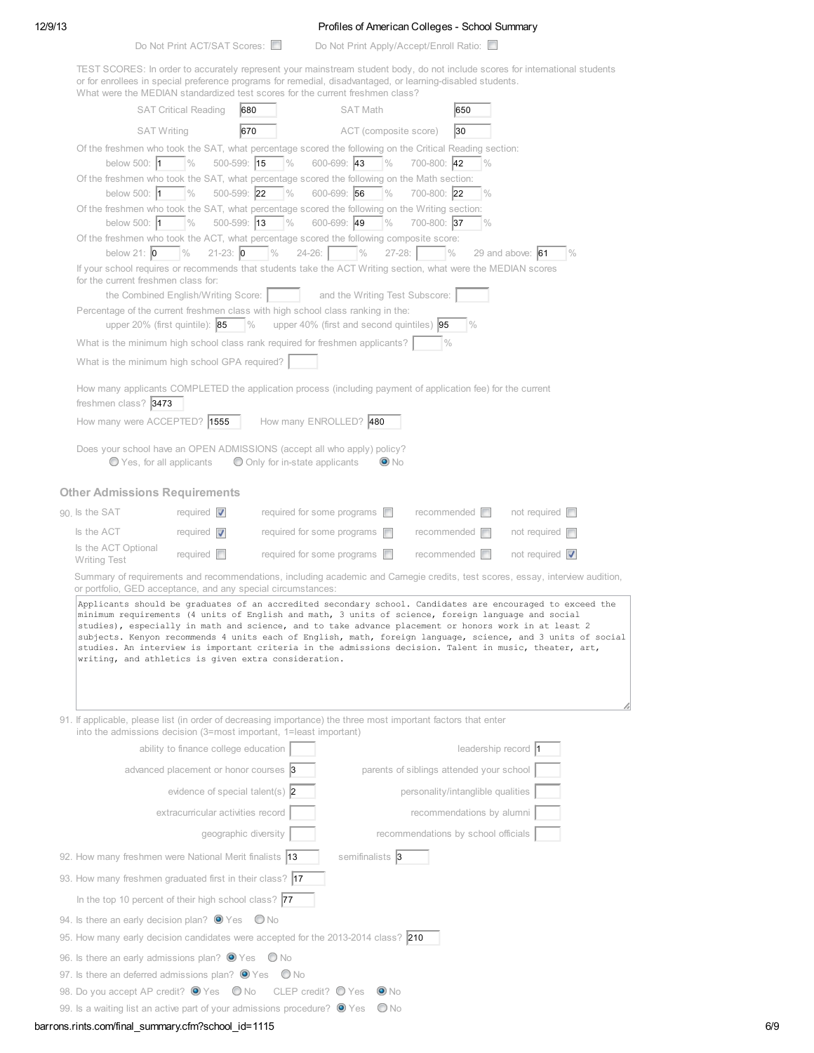Do Not Print ACT/SAT Scores: ☐ Do Not Print Apply/Accept/Enroll Ratio: ☐

TEST SCORES: In order to accurately represent your mainstream student body, do not include scores for international students or for enrollees in special preference programs for remedial, disadvantaged, or learning-disabled students.
What were the MEDIAN standardized test scores for the current freshmen class?

| | | | |
|---|---|---|---|
| SAT Critical Reading | 680 | SAT Math | 650 |
| SAT Writing | 670 | ACT (composite score) | 30 |

Of the freshmen who took the SAT, what percentage scored the following on the Critical Reading section:
below 500: 1 % 500-599: 15 % 600-699: 43 % 700-800: 42 %

Of the freshmen who took the SAT, what percentage scored the following on the Math section:
below 500: 1 % 500-599: 22 % 600-699: 56 % 700-800: 22 %

Of the freshmen who took the SAT, what percentage scored the following on the Writing section:
below 500: 1 % 500-599: 13 % 600-699: 49 % 700-800: 37 %

Of the freshmen who took the ACT, what percentage scored the following composite score:
below 21: 0 % 21-23: 0 % 24-26: % 27-28: % 29 and above: 61 %

If your school requires or recommends that students take the ACT Writing section, what were the MEDIAN scores for the current freshmen class for:
the Combined English/Writing Score: and the Writing Test Subscore:

Percentage of the current freshmen class with high school class ranking in the:
upper 20% (first quintile): 85 % upper 40% (first and second quintiles) 95 %

What is the minimum high school class rank required for freshmen applicants? %

What is the minimum high school GPA required?

How many applicants COMPLETED the application process (including payment of application fee) for the current freshmen class? 3473

How many were ACCEPTED? 1555 How many ENROLLED? 480

Does your school have an OPEN ADMISSIONS (accept all who apply) policy?
○ Yes, for all applicants ○ Only for in-state applicants ● No

## Other Admissions Requirements

| | required | required for some programs | recommended | not required |
|---|---|---|---|---|
| 90. Is the SAT | ☑ | ☐ | ☐ | ☐ |
| Is the ACT | ☑ | ☐ | ☐ | ☐ |
| Is the ACT Optional Writing Test | ☐ | ☐ | ☐ | ☑ |

Summary of requirements and recommendations, including academic and Carnegie credits, test scores, essay, interview audition, or portfolio, GED acceptance, and any special circumstances:

Applicants should be graduates of an accredited secondary school. Candidates are encouraged to exceed the minimum requirements (4 units of English and math, 3 units of science, foreign language and social studies), especially in math and science, and to take advance placement or honors work in at least 2 subjects. Kenyon recommends 4 units each of English, math, foreign language, science, and 3 units of social studies. An interview is important criteria in the admissions decision. Talent in music, theater, art, writing, and athletics is given extra consideration.

91. If applicable, please list (in order of decreasing importance) the three most important factors that enter into the admissions decision (3=most important, 1=least important)

| | | | |
|---|---|---|---|
| ability to finance college education | | leadership record | 1 |
| advanced placement or honor courses | 3 | parents of siblings attended your school | |
| evidence of special talent(s) | 2 | personality/intanglible qualities | |
| extracurricular activities record | | recommendations by alumni | |
| geographic diversity | | recommendations by school officials | |

92. How many freshmen were National Merit finalists 13 semifinalists 3

93. How many freshmen graduated first in their class? 17

In the top 10 percent of their high school class? 77

94. Is there an early decision plan? ● Yes ○ No

95. How many early decision candidates were accepted for the 2013-2014 class? 210

96. Is there an early admissions plan? ● Yes ○ No

97. Is there an deferred admissions plan? ● Yes ○ No

98. Do you accept AP credit? ● Yes ○ No CLEP credit? ○ Yes ● No

99. Is a waiting list an active part of your admissions procedure? ● Yes ○ No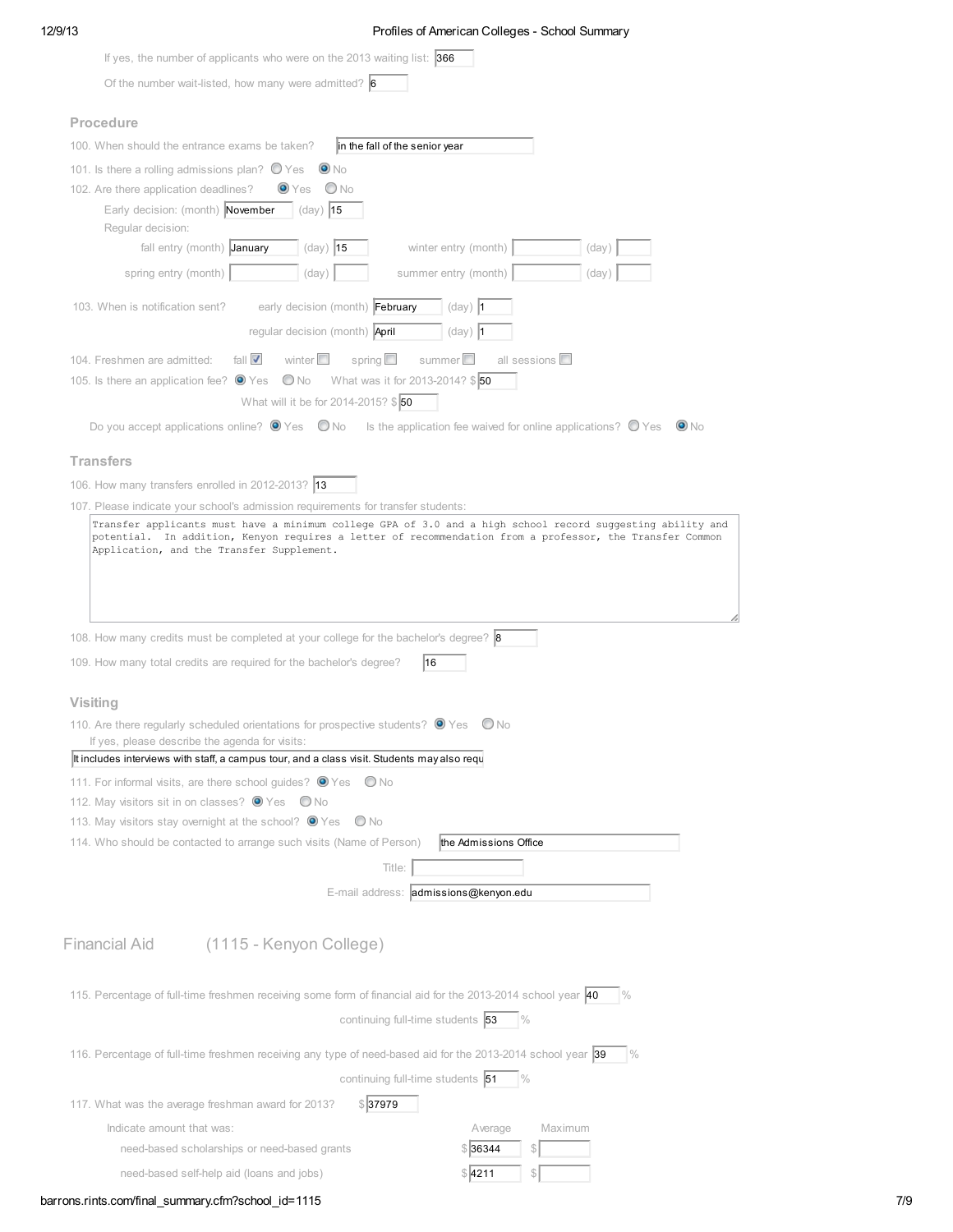If yes, the number of applicants who were on the 2013 waiting list: 366

Of the number wait-listed, how many were admitted? 6

## Procedure

100. When should the entrance exams be taken? in the fall of the senior year

101. Is there a rolling admissions plan? ○ Yes ● No

102. Are there application deadlines? ● Yes ○ No

Early decision: (month) November (day) 15

Regular decision:

fall entry (month) January (day) 15 winter entry (month) (day)

spring entry (month) (day) summer entry (month) (day)

103. When is notification sent? early decision (month) February (day) 1

regular decision (month) April (day) 1

104. Freshmen are admitted: fall ☑ winter ☐ spring ☐ summer ☐ all sessions ☐

105. Is there an application fee? ● Yes ○ No What was it for 2013-2014? $ 50

What will it be for 2014-2015? $ 50

Do you accept applications online? ● Yes ○ No Is the application fee waived for online applications? ○ Yes ● No

## Transfers

106. How many transfers enrolled in 2012-2013? 13

107. Please indicate your school's admission requirements for transfer students:

Transfer applicants must have a minimum college GPA of 3.0 and a high school record suggesting ability and potential. In addition, Kenyon requires a letter of recommendation from a professor, the Transfer Common Application, and the Transfer Supplement.

108. How many credits must be completed at your college for the bachelor's degree? 8

109. How many total credits are required for the bachelor's degree? 16

## Visiting

110. Are there regularly scheduled orientations for prospective students? ● Yes ○ No

If yes, please describe the agenda for visits:

It includes interviews with staff, a campus tour, and a class visit. Students may also requ

111. For informal visits, are there school guides? ● Yes ○ No

112. May visitors sit in on classes? ● Yes ○ No

113. May visitors stay overnight at the school? ● Yes ○ No

114. Who should be contacted to arrange such visits (Name of Person) the Admissions Office

Title:

E-mail address: admissions@kenyon.edu

# Financial Aid (1115 - Kenyon College)

115. Percentage of full-time freshmen receiving some form of financial aid for the 2013-2014 school year 40 %

continuing full-time students 53 %

116. Percentage of full-time freshmen receiving any type of need-based aid for the 2013-2014 school year 39 %

continuing full-time students 51 %

117. What was the average freshman award for 2013? $ 37979

| Indicate amount that was: | Average | Maximum |
|---|---|---|
| need-based scholarships or need-based grants | $ 36344 | $ |
| need-based self-help aid (loans and jobs) | $ 4211 | $ |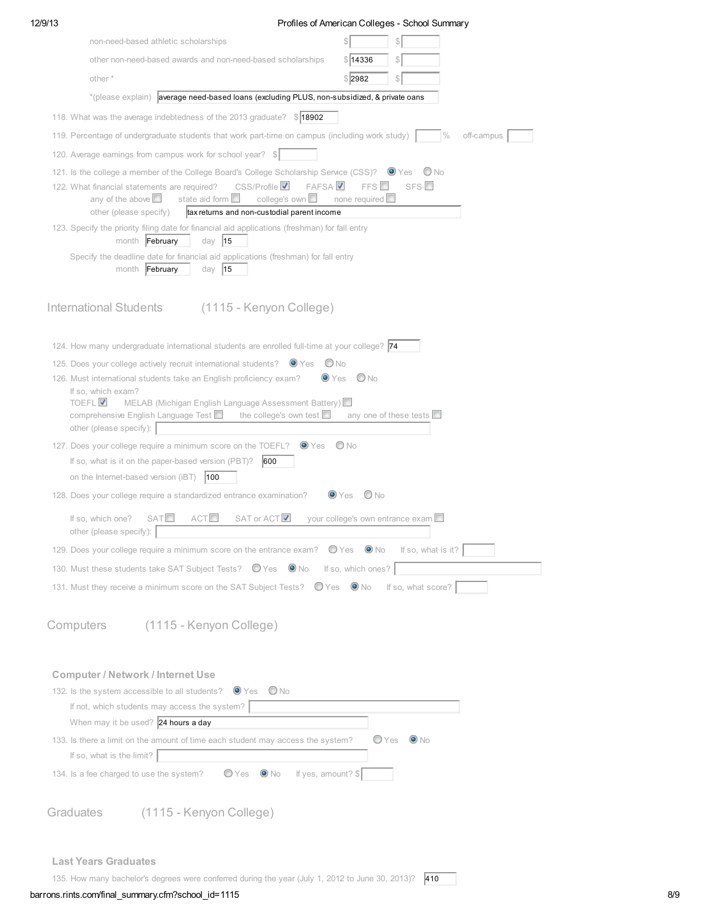non-need-based athletic scholarships $ $

other non-need-based awards and non-need-based scholarships $ 14336 $

other * $ 2982 $

*(please explain) average need-based loans (excluding PLUS, non-subsidized, & private oans

118. What was the average indebtedness of the 2013 graduate? $ 18902

119. Percentage of undergraduate students that work part-time on campus (including work study) % off-campus

120. Average earnings from campus work for school year? $

121. Is the college a member of the College Board's College Scholarship Service (CSS)? (●) Yes ( ) No

122. What financial statements are required? CSS/Profile [x] FAFSA [x] FFS [ ] SFS [ ]
any of the above [ ] state aid form [ ] college's own [ ] none required [ ]
other (please specify) tax returns and non-custodial parent income

123. Specify the priority filing date for financial aid applications (freshman) for fall entry
month February day 15

Specify the deadline date for financial aid applications (freshman) for fall entry
month February day 15

## International Students (1115 - Kenyon College)

124. How many undergraduate international students are enrolled full-time at your college? 74

125. Does your college actively recruit international students? (●) Yes ( ) No

126. Must international students take an English proficiency exam? (●) Yes ( ) No
If so, which exam?
TOEFL [x] MELAB (Michigan English Language Assessment Battery) [ ]
comprehensive English Language Test [ ] the college's own test [ ] any one of these tests [ ]
other (please specify):

127. Does your college require a minimum score on the TOEFL? (●) Yes ( ) No
If so, what is it on the paper-based version (PBT)? 600
on the Internet-based version (iBT) 100

128. Does your college require a standardized entrance examination? (●) Yes ( ) No

If so, which one? SAT [ ] ACT [ ] SAT or ACT [x] your college's own entrance exam [ ]
other (please specify):

129. Does your college require a minimum score on the entrance exam? ( ) Yes (●) No If so, what is it?

130. Must these students take SAT Subject Tests? ( ) Yes (●) No If so, which ones?

131. Must they receive a minimum score on the SAT Subject Tests? ( ) Yes (●) No If so, what score?

## Computers (1115 - Kenyon College)

### Computer / Network / Internet Use

132. Is the system accessible to all students? (●) Yes ( ) No
If not, which students may access the system?
When may it be used? 24 hours a day

133. Is there a limit on the amount of time each student may access the system? ( ) Yes (●) No
If so, what is the limit?

134. Is a fee charged to use the system? ( ) Yes (●) No If yes, amount? $

## Graduates (1115 - Kenyon College)

### Last Years Graduates

135. How many bachelor's degrees were conferred during the year (July 1, 2012 to June 30, 2013)? 410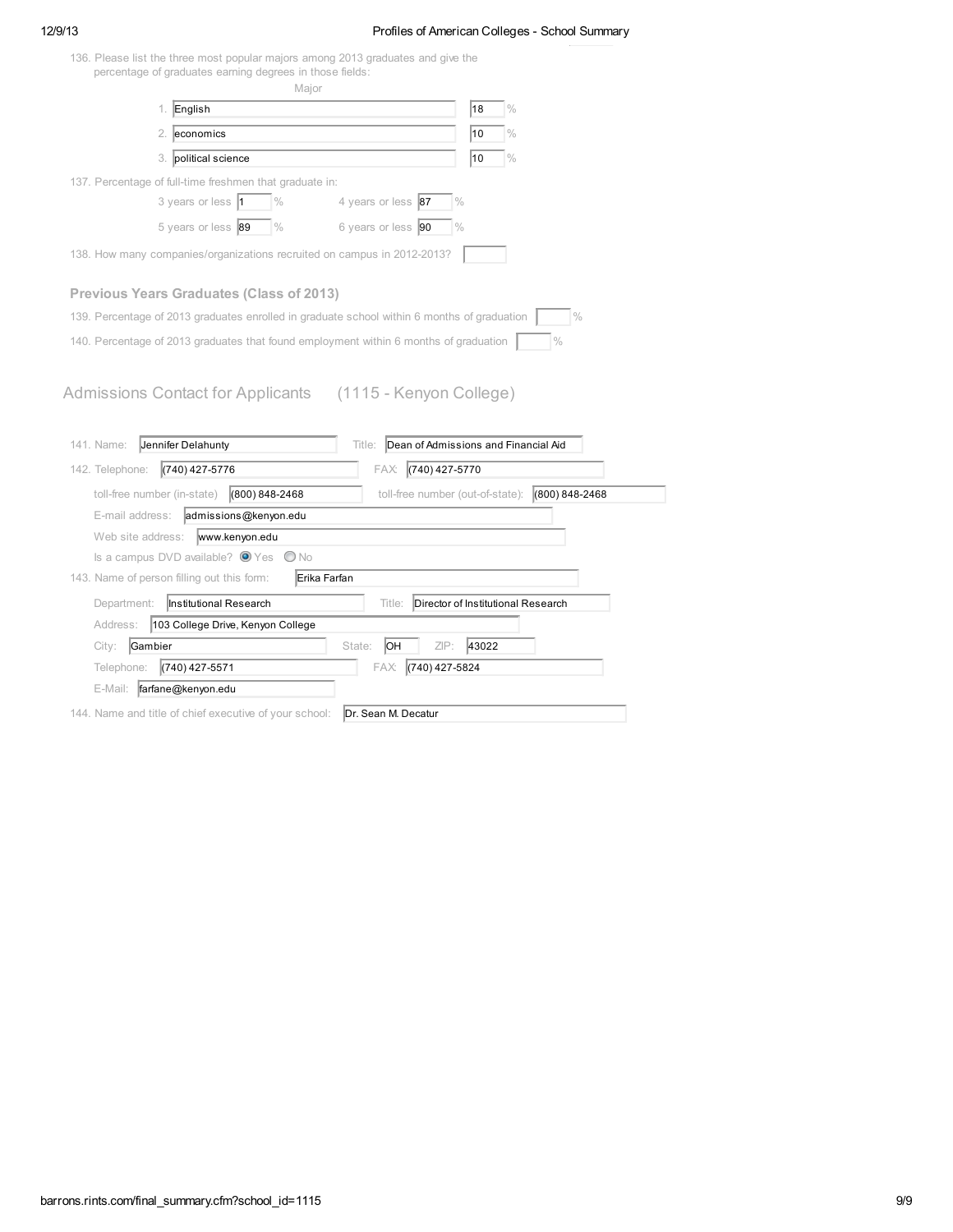136. Please list the three most popular majors among 2013 graduates and give the percentage of graduates earning degrees in those fields:

| | Major | % |
|---|---|---|
| 1. | English | 18 % |
| 2. | economics | 10 % |
| 3. | political science | 10 % |

137. Percentage of full-time freshmen that graduate in:

3 years or less: 1 %
4 years or less: 87 %
5 years or less: 89 %
6 years or less: 90 %

138. How many companies/organizations recruited on campus in 2012-2013?

### Previous Years Graduates (Class of 2013)

139. Percentage of 2013 graduates enrolled in graduate school within 6 months of graduation %

140. Percentage of 2013 graduates that found employment within 6 months of graduation %

## Admissions Contact for Applicants (1115 - Kenyon College)

141. Name: Jennifer Delahunty Title: Dean of Admissions and Financial Aid

142. Telephone: (740) 427-5776 FAX: (740) 427-5770

toll-free number (in-state): (800) 848-2468 toll-free number (out-of-state): (800) 848-2468

E-mail address: admissions@kenyon.edu

Web site address: www.kenyon.edu

Is a campus DVD available? (●) Yes ( ) No

143. Name of person filling out this form: Erika Farfan

Department: Institutional Research Title: Director of Institutional Research

Address: 103 College Drive, Kenyon College

City: Gambier State: OH ZIP: 43022

Telephone: (740) 427-5571 FAX: (740) 427-5824

E-Mail: farfane@kenyon.edu

144. Name and title of chief executive of your school: Dr. Sean M. Decatur